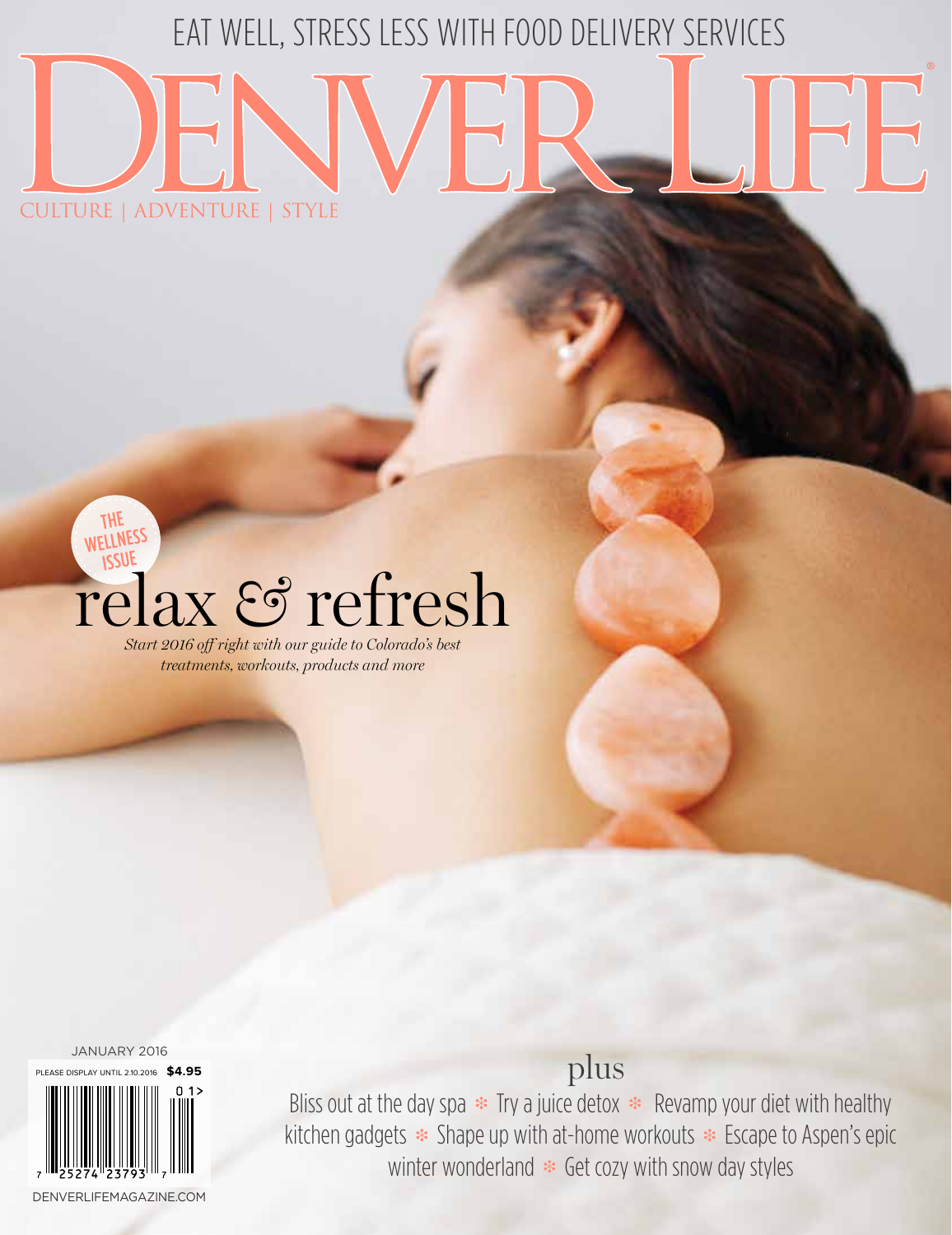EAT WELL, STRESS LESS WITH FOOD DELIVERY SERVICES

# DENVER LIFE®

CULTURE | ADVENTURE | STYLE

THE WELLNESS ISSUE

## relax & refresh

*Start 2016 off right with our guide to Colorado's best treatments, workouts, products and more*

JANUARY 2016

PLEASE DISPLAY UNTIL 2.10.2016 **$4.95**

DENVERLIFEMAGAZINE.COM

## plus

Bliss out at the day spa ❄ Try a juice detox ❄ Revamp your diet with healthy kitchen gadgets ❄ Shape up with at-home workouts ❄ Escape to Aspen's epic winter wonderland ❄ Get cozy with snow day styles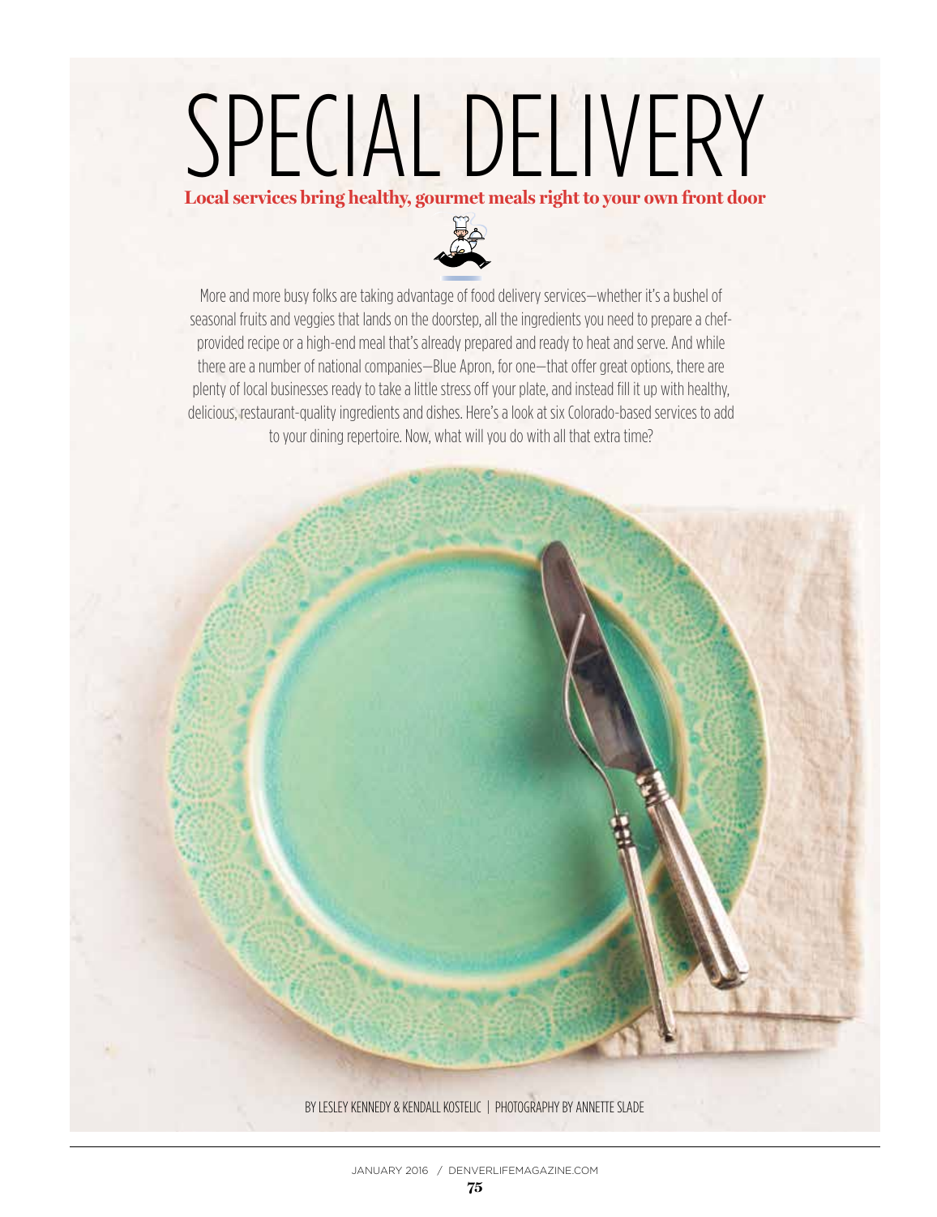# SPECIAL DELIVERY

**Local services bring healthy, gourmet meals right to your own front door**

More and more busy folks are taking advantage of food delivery services—whether it's a bushel of seasonal fruits and veggies that lands on the doorstep, all the ingredients you need to prepare a chef-provided recipe or a high-end meal that's already prepared and ready to heat and serve. And while there are a number of national companies—Blue Apron, for one—that offer great options, there are plenty of local businesses ready to take a little stress off your plate, and instead fill it up with healthy, delicious, restaurant-quality ingredients and dishes. Here's a look at six Colorado-based services to add to your dining repertoire. Now, what will you do with all that extra time?

BY LESLEY KENNEDY & KENDALL KOSTELIC | PHOTOGRAPHY BY ANNETTE SLADE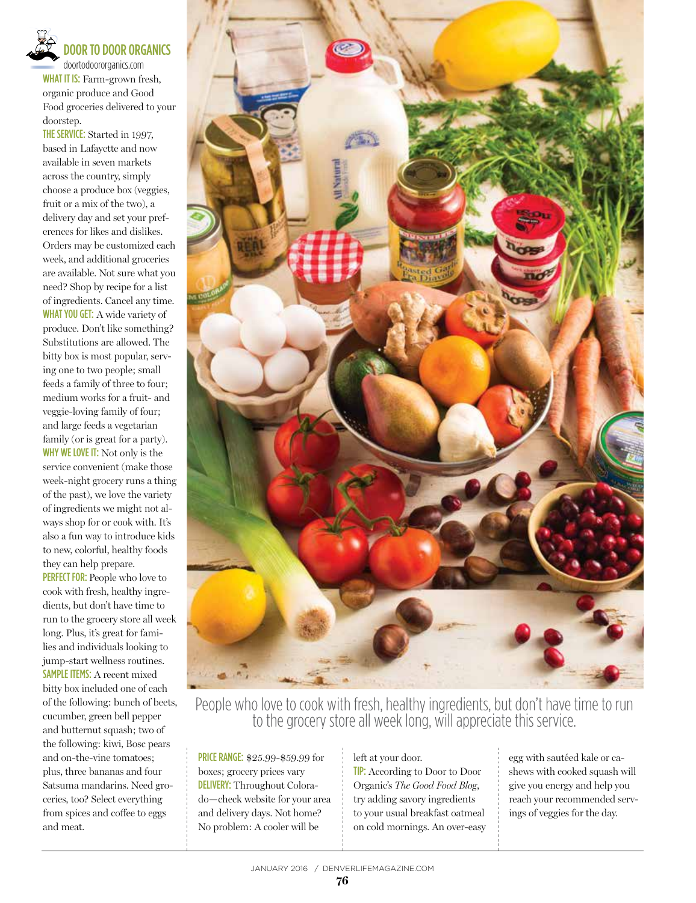## DOOR TO DOOR ORGANICS

doortodoororganics.com

**WHAT IT IS:** Farm-grown fresh, organic produce and Good Food groceries delivered to your doorstep.

**THE SERVICE:** Started in 1997, based in Lafayette and now available in seven markets across the country, simply choose a produce box (veggies, fruit or a mix of the two), a delivery day and set your preferences for likes and dislikes. Orders may be customized each week, and additional groceries are available. Not sure what you need? Shop by recipe for a list of ingredients. Cancel any time.

**WHAT YOU GET:** A wide variety of produce. Don't like something? Substitutions are allowed. The bitty box is most popular, serving one to two people; small feeds a family of three to four; medium works for a fruit- and veggie-loving family of four; and large feeds a vegetarian family (or is great for a party).

**WHY WE LOVE IT:** Not only is the service convenient (make those week-night grocery runs a thing of the past), we love the variety of ingredients we might not always shop for or cook with. It's also a fun way to introduce kids to new, colorful, healthy foods they can help prepare.

**PERFECT FOR:** People who love to cook with fresh, healthy ingredients, but don't have time to run to the grocery store all week long. Plus, it's great for families and individuals looking to jump-start wellness routines.

**SAMPLE ITEMS:** A recent mixed bitty box included one of each of the following: bunch of beets, cucumber, green bell pepper and butternut squash; two of the following: kiwi, Bosc pears and on-the-vine tomatoes; plus, three bananas and four Satsuma mandarins. Need groceries, too? Select everything from spices and coffee to eggs and meat.

People who love to cook with fresh, healthy ingredients, but don't have time to run to the grocery store all week long, will appreciate this service.

**PRICE RANGE:** $25.99-$59.99 for boxes; grocery prices vary

**DELIVERY:** Throughout Colorado—check website for your area and delivery days. Not home? No problem: A cooler will be left at your door.

**TIP:** According to Door to Door Organic's *The Good Food Blog*, try adding savory ingredients to your usual breakfast oatmeal on cold mornings. An over-easy egg with sautéed kale or cashews with cooked squash will give you energy and help you reach your recommended servings of veggies for the day.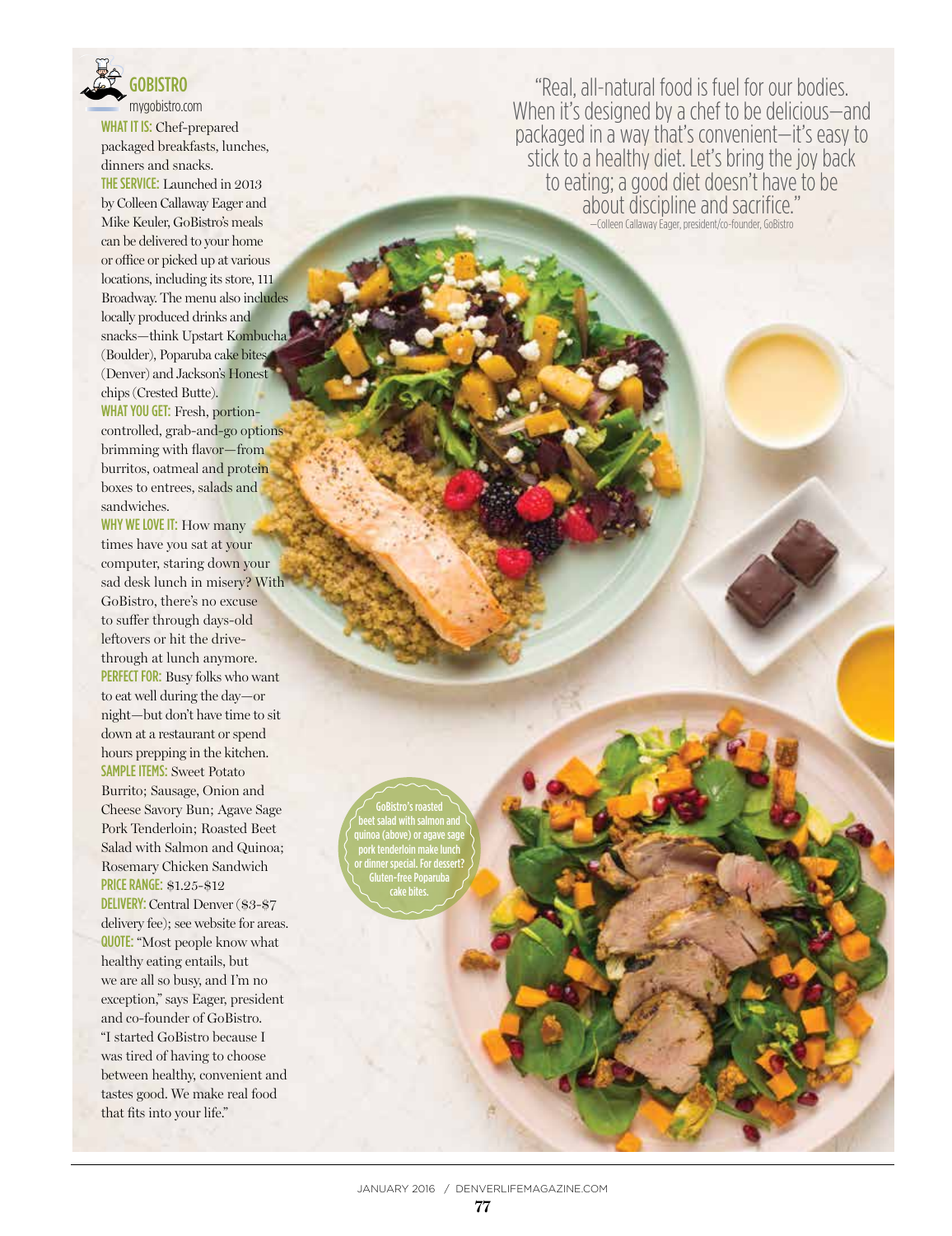## GOBISTRO

mygobistro.com

**WHAT IT IS:** Chef-prepared packaged breakfasts, lunches, dinners and snacks.

**THE SERVICE:** Launched in 2013 by Colleen Callaway Eager and Mike Keuler, GoBistro's meals can be delivered to your home or office or picked up at various locations, including its store, 111 Broadway. The menu also includes locally produced drinks and snacks—think Upstart Kombucha (Boulder), Poparuba cake bites (Denver) and Jackson's Honest chips (Crested Butte).

**WHAT YOU GET:** Fresh, portion-controlled, grab-and-go options brimming with flavor—from burritos, oatmeal and protein boxes to entrees, salads and sandwiches.

**WHY WE LOVE IT:** How many times have you sat at your computer, staring down your sad desk lunch in misery? With GoBistro, there's no excuse to suffer through days-old leftovers or hit the drive-through at lunch anymore.

**PERFECT FOR:** Busy folks who want to eat well during the day—or night—but don't have time to sit down at a restaurant or spend hours prepping in the kitchen.

**SAMPLE ITEMS:** Sweet Potato Burrito; Sausage, Onion and Cheese Savory Bun; Agave Sage Pork Tenderloin; Roasted Beet Salad with Salmon and Quinoa; Rosemary Chicken Sandwich

**PRICE RANGE:** $1.25-$12

**DELIVERY:** Central Denver ($3-$7 delivery fee); see website for areas.

**QUOTE:** "Most people know what healthy eating entails, but we are all so busy, and I'm no exception," says Eager, president and co-founder of GoBistro. "I started GoBistro because I was tired of having to choose between healthy, convenient and tastes good. We make real food that fits into your life."

"Real, all-natural food is fuel for our bodies. When it's designed by a chef to be delicious—and packaged in a way that's convenient—it's easy to stick to a healthy diet. Let's bring the joy back to eating; a good diet doesn't have to be about discipline and sacrifice."
—Colleen Callaway Eager, president/co-founder, GoBistro

GoBistro's roasted beet salad with salmon and quinoa (above) or agave sage pork tenderloin make lunch or dinner special. For dessert? Gluten-free Poparuba cake bites.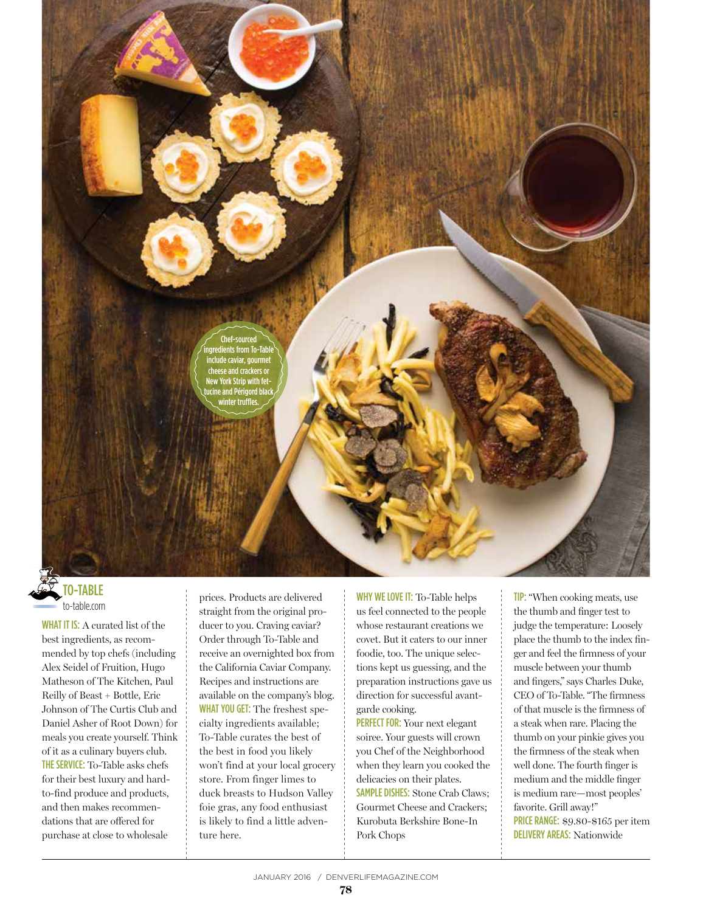Chef-sourced ingredients from To-Table include caviar, gourmet cheese and crackers or New York Strip with fettucine and Périgord black winter truffles.

## TO-TABLE

to-table.com

**WHAT IT IS:** A curated list of the best ingredients, as recommended by top chefs (including Alex Seidel of Fruition, Hugo Matheson of The Kitchen, Paul Reilly of Beast + Bottle, Eric Johnson of The Curtis Club and Daniel Asher of Root Down) for meals you create yourself. Think of it as a culinary buyers club.

**THE SERVICE:** To-Table asks chefs for their best luxury and hard-to-find produce and products, and then makes recommendations that are offered for purchase at close to wholesale prices. Products are delivered straight from the original producer to you. Craving caviar? Order through To-Table and receive an overnighted box from the California Caviar Company. Recipes and instructions are available on the company's blog.

**WHAT YOU GET:** The freshest specialty ingredients available; To-Table curates the best of the best in food you likely won't find at your local grocery store. From finger limes to duck breasts to Hudson Valley foie gras, any food enthusiast is likely to find a little adventure here.

**WHY WE LOVE IT:** To-Table helps us feel connected to the people whose restaurant creations we covet. But it caters to our inner foodie, too. The unique selections kept us guessing, and the preparation instructions gave us direction for successful avant-garde cooking.

**PERFECT FOR:** Your next elegant soiree. Your guests will crown you Chef of the Neighborhood when they learn you cooked the delicacies on their plates.

**SAMPLE DISHES:** Stone Crab Claws; Gourmet Cheese and Crackers; Kurobuta Berkshire Bone-In Pork Chops

**TIP:** "When cooking meats, use the thumb and finger test to judge the temperature: Loosely place the thumb to the index finger and feel the firmness of your muscle between your thumb and fingers," says Charles Duke, CEO of To-Table. "The firmness of that muscle is the firmness of a steak when rare. Placing the thumb on your pinkie gives you the firmness of the steak when well done. The fourth finger is medium and the middle finger is medium rare—most peoples' favorite. Grill away!"

**PRICE RANGE:** $9.80-$165 per item

**DELIVERY AREAS:** Nationwide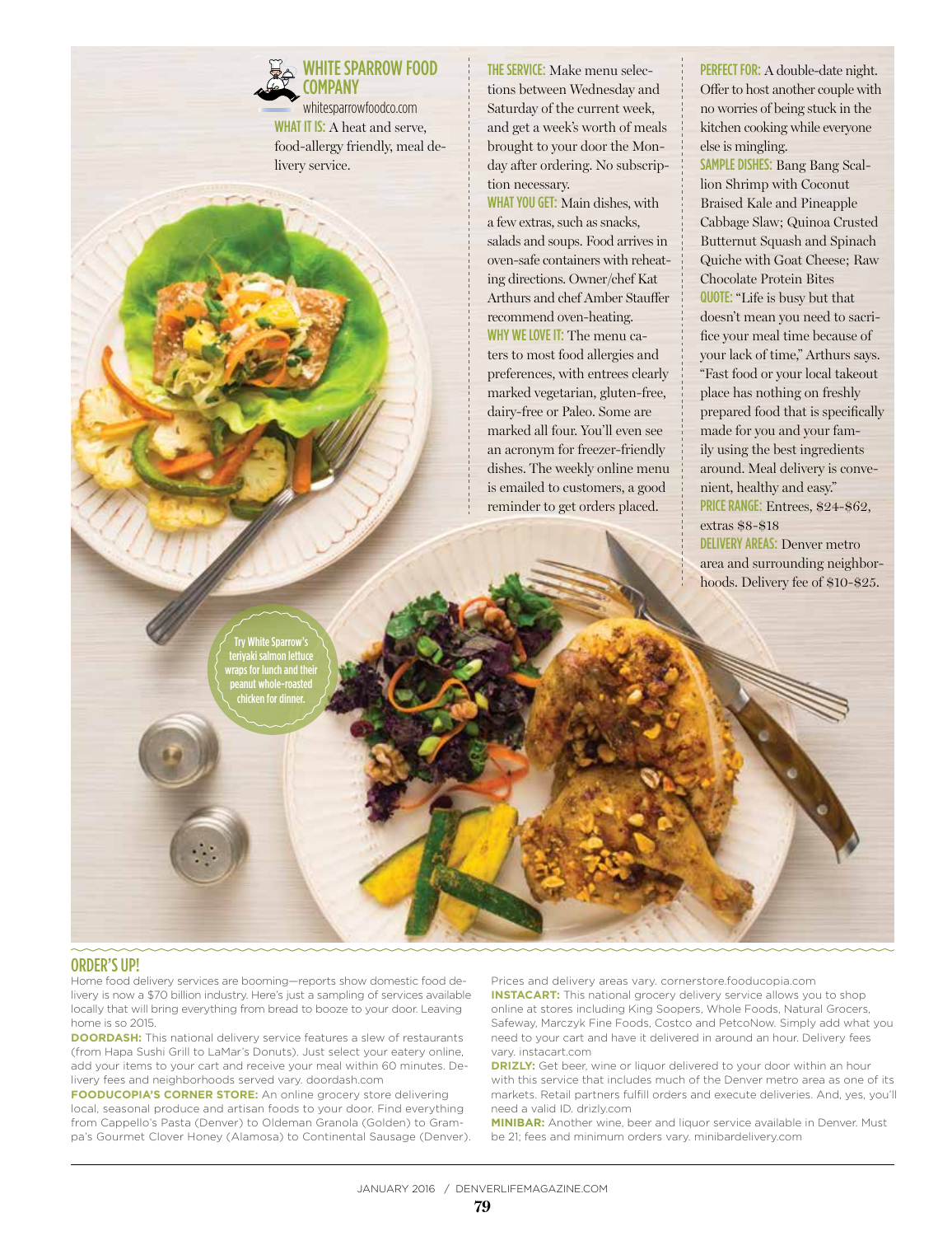## WHITE SPARROW FOOD COMPANY

whitesparrowfoodco.com

**WHAT IT IS:** A heat and serve, food-allergy friendly, meal delivery service.

**THE SERVICE:** Make menu selections between Wednesday and Saturday of the current week, and get a week's worth of meals brought to your door the Monday after ordering. No subscription necessary.

**WHAT YOU GET:** Main dishes, with a few extras, such as snacks, salads and soups. Food arrives in oven-safe containers with reheating directions. Owner/chef Kat Arthurs and chef Amber Stauffer recommend oven-heating.

**WHY WE LOVE IT:** The menu caters to most food allergies and preferences, with entrees clearly marked vegetarian, gluten-free, dairy-free or Paleo. Some are marked all four. You'll even see an acronym for freezer-friendly dishes. The weekly online menu is emailed to customers, a good reminder to get orders placed.

**PERFECT FOR:** A double-date night. Offer to host another couple with no worries of being stuck in the kitchen cooking while everyone else is mingling.

**SAMPLE DISHES:** Bang Bang Scallion Shrimp with Coconut Braised Kale and Pineapple Cabbage Slaw; Quinoa Crusted Butternut Squash and Spinach Quiche with Goat Cheese; Raw Chocolate Protein Bites

**QUOTE:** "Life is busy but that doesn't mean you need to sacrifice your meal time because of your lack of time," Arthurs says. "Fast food or your local takeout place has nothing on freshly prepared food that is specifically made for you and your family using the best ingredients around. Meal delivery is convenient, healthy and easy."

**PRICE RANGE:** Entrees, $24-$62, extras $8-$18

**DELIVERY AREAS:** Denver metro area and surrounding neighborhoods. Delivery fee of $10-$25.

Try White Sparrow's teriyaki salmon lettuce wraps for lunch and their peanut whole-roasted chicken for dinner.

## ORDER'S UP!

Home food delivery services are booming—reports show domestic food delivery is now a $70 billion industry. Here's just a sampling of services available locally that will bring everything from bread to booze to your door. Leaving home is so 2015.

**DOORDASH:** This national delivery service features a slew of restaurants (from Hapa Sushi Grill to LaMar's Donuts). Just select your eatery online, add your items to your cart and receive your meal within 60 minutes. Delivery fees and neighborhoods served vary. doordash.com

**FOODUCOPIA'S CORNER STORE:** An online grocery store delivering local, seasonal produce and artisan foods to your door. Find everything from Cappello's Pasta (Denver) to Oldeman Granola (Golden) to Grampa's Gourmet Clover Honey (Alamosa) to Continental Sausage (Denver). Prices and delivery areas vary. cornerstore.fooducopia.com

**INSTACART:** This national grocery delivery service allows you to shop online at stores including King Soopers, Whole Foods, Natural Grocers, Safeway, Marczyk Fine Foods, Costco and PetcoNow. Simply add what you need to your cart and have it delivered in around an hour. Delivery fees vary. instacart.com

**DRIZLY:** Get beer, wine or liquor delivered to your door within an hour with this service that includes much of the Denver metro area as one of its markets. Retail partners fulfill orders and execute deliveries. And, yes, you'll need a valid ID. drizly.com

**MINIBAR:** Another wine, beer and liquor service available in Denver. Must be 21; fees and minimum orders vary. minibardelivery.com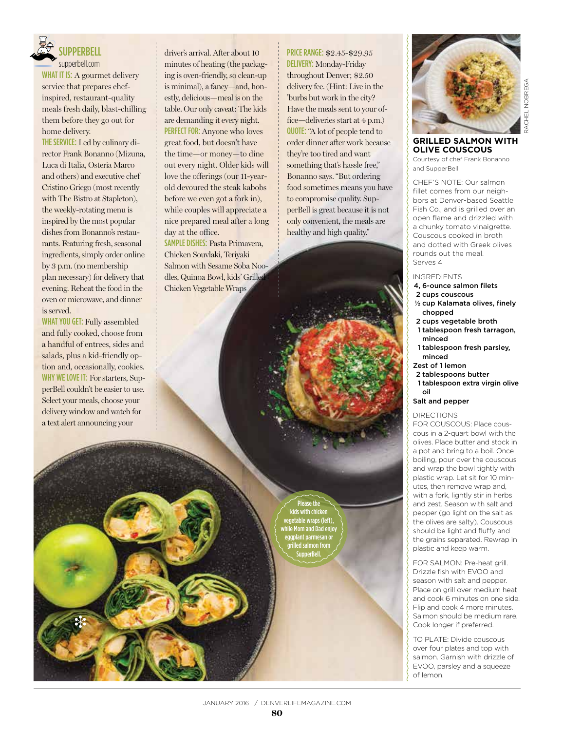## SUPPERBELL

supperbell.com

**WHAT IT IS:** A gourmet delivery service that prepares chef-inspired, restaurant-quality meals fresh daily, blast-chilling them before they go out for home delivery.

**THE SERVICE:** Led by culinary director Frank Bonanno (Mizuna, Luca di Italia, Osteria Marco and others) and executive chef Cristino Griego (most recently with The Bistro at Stapleton), the weekly-rotating menu is inspired by the most popular dishes from Bonanno's restaurants. Featuring fresh, seasonal ingredients, simply order online by 3 p.m. (no membership plan necessary) for delivery that evening. Reheat the food in the oven or microwave, and dinner is served.

**WHAT YOU GET:** Fully assembled and fully cooked, choose from a handful of entrees, sides and salads, plus a kid-friendly option and, occasionally, cookies.

**WHY WE LOVE IT:** For starters, SupperBell couldn't be easier to use. Select your meals, choose your delivery window and watch for a text alert announcing your driver's arrival. After about 10 minutes of heating (the packaging is oven-friendly, so clean-up is minimal), a fancy—and, honestly, delicious—meal is on the table. Our only caveat: The kids are demanding it every night.

**PERFECT FOR:** Anyone who loves great food, but doesn't have the time—or money—to dine out every night. Older kids will love the offerings (our 11-year-old devoured the steak kabobs before we even got a fork in), while couples will appreciate a nice prepared meal after a long day at the office.

**SAMPLE DISHES:** Pasta Primavera, Chicken Souvlaki, Teriyaki Salmon with Sesame Soba Noodles, Quinoa Bowl, kids' Grilled Chicken Vegetable Wraps

**PRICE RANGE:** $2.45-$29.95

**DELIVERY:** Monday-Friday throughout Denver; $2.50 delivery fee. (Hint: Live in the 'burbs but work in the city? Have the meals sent to your office—deliveries start at 4 p.m.)

**QUOTE:** "A lot of people tend to order dinner after work because they're too tired and want something that's hassle free," Bonanno says. "But ordering food sometimes means you have to compromise quality. SupperBell is great because it is not only convenient, the meals are healthy and high quality."

Please the kids with chicken vegetable wraps (left), while Mom and Dad enjoy eggplant parmesan or grilled salmon from SupperBell.

## GRILLED SALMON WITH OLIVE COUSCOUS

Courtesy of chef Frank Bonanno and SupperBell

CHEF'S NOTE: Our salmon fillet comes from our neighbors at Denver-based Seattle Fish Co., and is grilled over an open flame and drizzled with a chunky tomato vinaigrette. Couscous cooked in broth and dotted with Greek olives rounds out the meal.
Serves 4

INGREDIENTS

- **4, 6-ounce salmon filets**
- **2 cups couscous**
- **½ cup Kalamata olives, finely chopped**
- **2 cups vegetable broth**
- **1 tablespoon fresh tarragon, minced**
- **1 tablespoon fresh parsley, minced**
- **Zest of 1 lemon**
- **2 tablespoons butter**
- **1 tablespoon extra virgin olive oil**
- **Salt and pepper**

DIRECTIONS

FOR COUSCOUS: Place couscous in a 2-quart bowl with the olives. Place butter and stock in a pot and bring to a boil. Once boiling, pour over the couscous and wrap the bowl tightly with plastic wrap. Let sit for 10 minutes, then remove wrap and, with a fork, lightly stir in herbs and zest. Season with salt and pepper (go light on the salt as the olives are salty). Couscous should be light and fluffy and the grains separated. Rewrap in plastic and keep warm.

FOR SALMON: Pre-heat grill. Drizzle fish with EVOO and season with salt and pepper. Place on grill over medium heat and cook 6 minutes on one side. Flip and cook 4 more minutes. Salmon should be medium rare. Cook longer if preferred.

TO PLATE: Divide couscous over four plates and top with salmon. Garnish with drizzle of EVOO, parsley and a squeeze of lemon.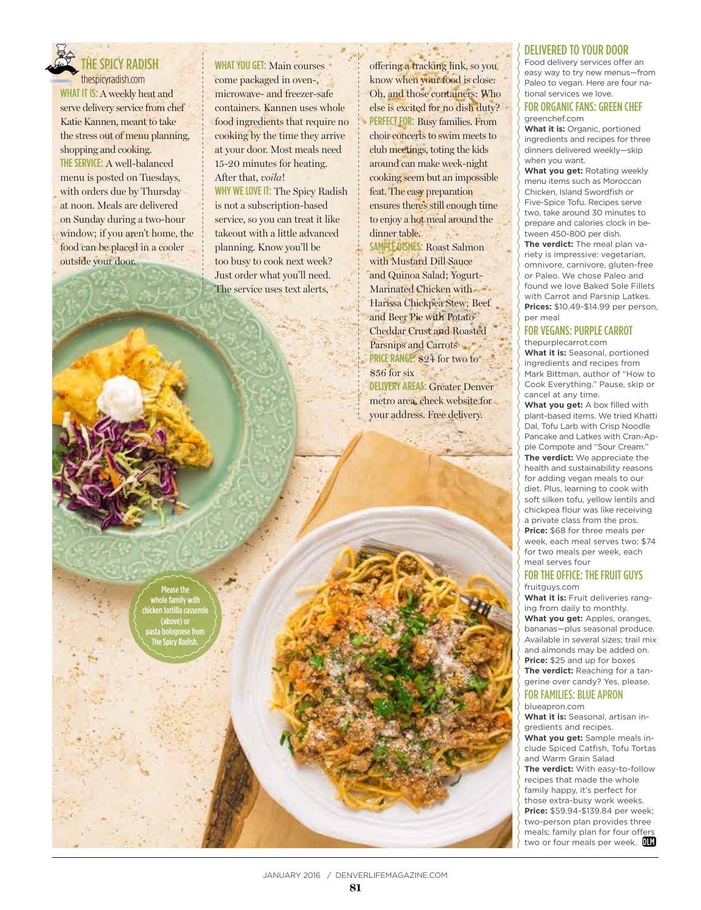## THE SPICY RADISH

thespicyradish.com

**WHAT IT IS:** A weekly heat and serve delivery service from chef Katie Kannen, meant to take the stress out of menu planning, shopping and cooking.

**THE SERVICE:** A well-balanced menu is posted on Tuesdays, with orders due by Thursday at noon. Meals are delivered on Sunday during a two-hour window; if you aren't home, the food can be placed in a cooler outside your door.

**WHAT YOU GET:** Main courses come packaged in oven-, microwave- and freezer-safe containers. Kannen uses whole food ingredients that require no cooking by the time they arrive at your door. Most meals need 15-20 minutes for heating. After that, *voila*!

**WHY WE LOVE IT:** The Spicy Radish is not a subscription-based service, so you can treat it like takeout with a little advanced planning. Know you'll be too busy to cook next week? Just order what you'll need. The service uses text alerts, offering a tracking link, so you know when your food is close. Oh, and those containers: Who else is excited for no dish duty?

**PERFECT FOR:** Busy families. From choir concerts to swim meets to club meetings, toting the kids around can make week-night cooking seem but an impossible feat. The easy preparation ensures there's still enough time to enjoy a hot meal around the dinner table.

**SAMPLE DISHES:** Roast Salmon with Mustard Dill Sauce and Quinoa Salad; Yogurt-Marinated Chicken with Harissa Chickpea Stew; Beef and Beer Pie with Potato Cheddar Crust and Roasted Parsnips and Carrots

**PRICE RANGE:** $24 for two to $56 for six

**DELIVERY AREAS:** Greater Denver metro area, check website for your address. Free delivery.

Please the whole family with chicken tortilla casserole (above) or pasta bolognese from The Spicy Radish.

## DELIVERED TO YOUR DOOR

Food delivery services offer an easy way to try new menus—from Paleo to vegan. Here are four national services we love.

### FOR ORGANIC FANS: GREEN CHEF

greenchef.com

**What it is:** Organic, portioned ingredients and recipes for three dinners delivered weekly—skip when you want.

**What you get:** Rotating weekly menu items such as Moroccan Chicken, Island Swordfish or Five-Spice Tofu. Recipes serve two, take around 30 minutes to prepare and calories clock in between 450-800 per dish.

**The verdict:** The meal plan variety is impressive: vegetarian, omnivore, carnivore, gluten-free or Paleo. We chose Paleo and found we love Baked Sole Fillets with Carrot and Parsnip Latkes.

**Prices:** $10.49-$14.99 per person, per meal

### FOR VEGANS: PURPLE CARROT

thepurplecarrot.com

**What it is:** Seasonal, portioned ingredients and recipes from Mark Bittman, author of "How to Cook Everything." Pause, skip or cancel at any time.

**What you get:** A box filled with plant-based items. We tried Khatti Dal, Tofu Larb with Crisp Noodle Pancake and Latkes with Cran-Apple Compote and "Sour Cream."

**The verdict:** We appreciate the health and sustainability reasons for adding vegan meals to our diet. Plus, learning to cook with soft silken tofu, yellow lentils and chickpea flour was like receiving a private class from the pros.

**Price:** $68 for three meals per week, each meal serves two; $74 for two meals per week, each meal serves four

### FOR THE OFFICE: THE FRUIT GUYS

fruitguys.com

**What it is:** Fruit deliveries ranging from daily to monthly.

**What you get:** Apples, oranges, bananas—plus seasonal produce. Available in several sizes; trail mix and almonds may be added on.

**Price:** $25 and up for boxes

**The verdict:** Reaching for a tangerine over candy? Yes, please.

### FOR FAMILIES: BLUE APRON

blueapron.com

**What it is:** Seasonal, artisan ingredients and recipes.

**What you get:** Sample meals include Spiced Catfish, Tofu Tortas and Warm Grain Salad

**The verdict:** With easy-to-follow recipes that made the whole family happy, it's perfect for those extra-busy work weeks.

**Price:** $59.94-$139.84 per week; two-person plan provides three meals; family plan for four offers two or four meals per week. DLM